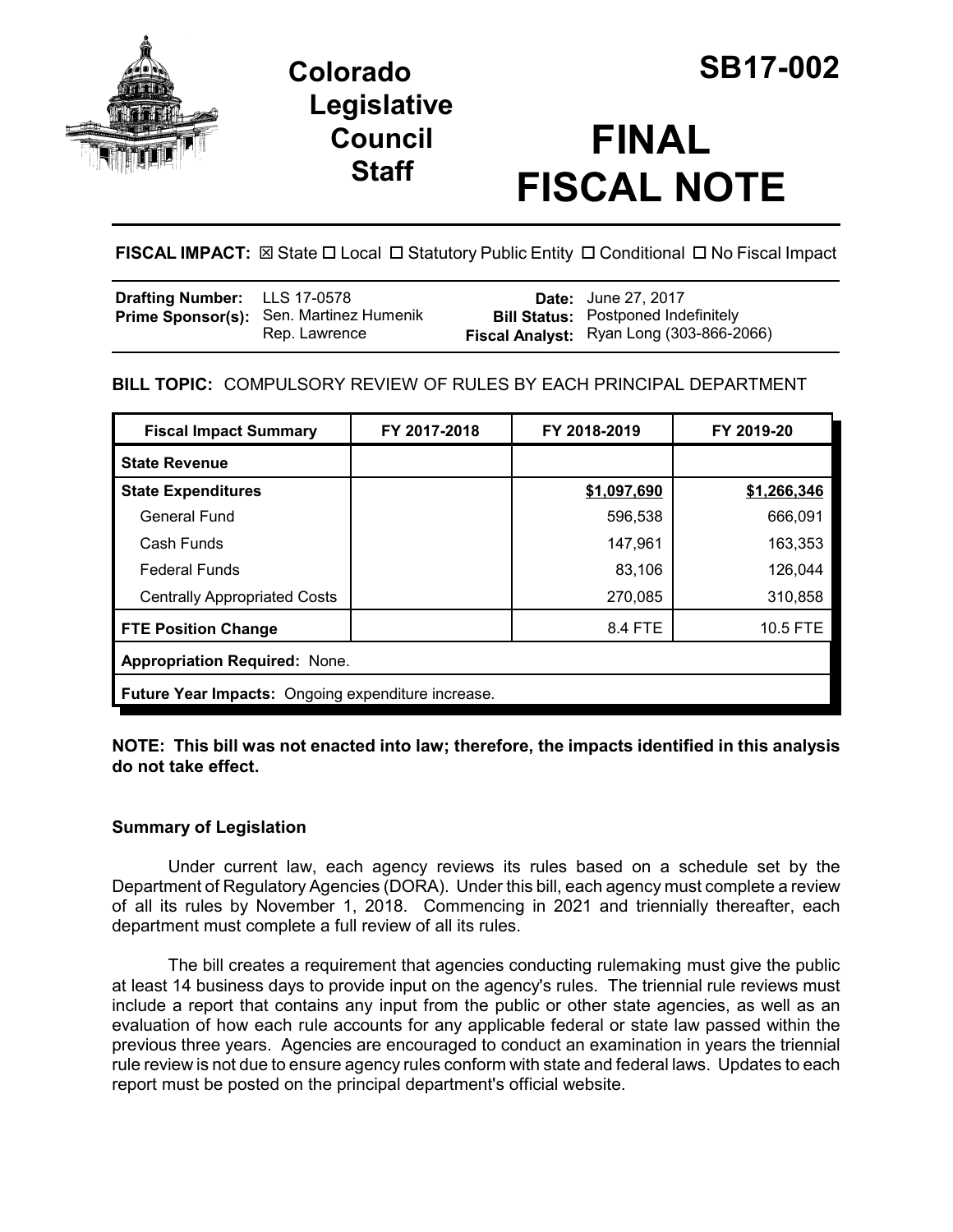# Colorado Legislative Council Staff

# SB17-002

# FINAL FISCAL NOTE

**FISCAL IMPACT:** ☒ State ☐ Local ☐ Statutory Public Entity ☐ Conditional ☐ No Fiscal Impact

| | | | |
|---|---|---|---|
| **Drafting Number:** | LLS 17-0578 | **Date:** | June 27, 2017 |
| **Prime Sponsor(s):** | Sen. Martinez Humenik<br>Rep. Lawrence | **Bill Status:** | Postponed Indefinitely |
| | | **Fiscal Analyst:** | Ryan Long (303-866-2066) |

**BILL TOPIC:** COMPULSORY REVIEW OF RULES BY EACH PRINCIPAL DEPARTMENT

| Fiscal Impact Summary | FY 2017-2018 | FY 2018-2019 | FY 2019-20 |
|---|---|---|---|
| **State Revenue** | | | |
| **State Expenditures** | | $1,097,690 | $1,266,346 |
| General Fund | | 596,538 | 666,091 |
| Cash Funds | | 147,961 | 163,353 |
| Federal Funds | | 83,106 | 126,044 |
| Centrally Appropriated Costs | | 270,085 | 310,858 |
| **FTE Position Change** | | 8.4 FTE | 10.5 FTE |
| **Appropriation Required:** None. | | | |
| **Future Year Impacts:** Ongoing expenditure increase. | | | |

**NOTE: This bill was not enacted into law; therefore, the impacts identified in this analysis do not take effect.**

### Summary of Legislation

Under current law, each agency reviews its rules based on a schedule set by the Department of Regulatory Agencies (DORA). Under this bill, each agency must complete a review of all its rules by November 1, 2018. Commencing in 2021 and triennially thereafter, each department must complete a full review of all its rules.

The bill creates a requirement that agencies conducting rulemaking must give the public at least 14 business days to provide input on the agency's rules. The triennial rule reviews must include a report that contains any input from the public or other state agencies, as well as an evaluation of how each rule accounts for any applicable federal or state law passed within the previous three years. Agencies are encouraged to conduct an examination in years the triennial rule review is not due to ensure agency rules conform with state and federal laws. Updates to each report must be posted on the principal department's official website.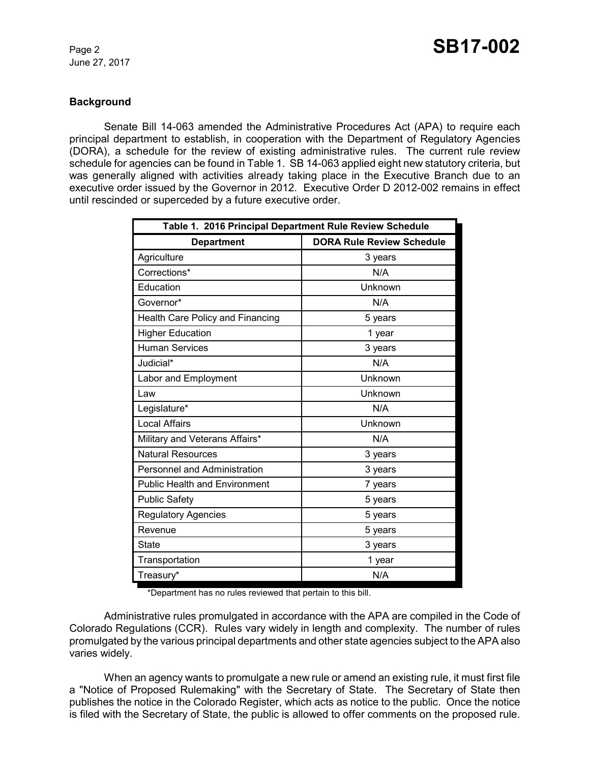### Background

Senate Bill 14-063 amended the Administrative Procedures Act (APA) to require each principal department to establish, in cooperation with the Department of Regulatory Agencies (DORA), a schedule for the review of existing administrative rules. The current rule review schedule for agencies can be found in Table 1. SB 14-063 applied eight new statutory criteria, but was generally aligned with activities already taking place in the Executive Branch due to an executive order issued by the Governor in 2012. Executive Order D 2012-002 remains in effect until rescinded or superceded by a future executive order.

**Table 1. 2016 Principal Department Rule Review Schedule**

| Department | DORA Rule Review Schedule |
| --- | --- |
| Agriculture | 3 years |
| Corrections* | N/A |
| Education | Unknown |
| Governor* | N/A |
| Health Care Policy and Financing | 5 years |
| Higher Education | 1 year |
| Human Services | 3 years |
| Judicial* | N/A |
| Labor and Employment | Unknown |
| Law | Unknown |
| Legislature* | N/A |
| Local Affairs | Unknown |
| Military and Veterans Affairs* | N/A |
| Natural Resources | 3 years |
| Personnel and Administration | 3 years |
| Public Health and Environment | 7 years |
| Public Safety | 5 years |
| Regulatory Agencies | 5 years |
| Revenue | 5 years |
| State | 3 years |
| Transportation | 1 year |
| Treasury* | N/A |

*Department has no rules reviewed that pertain to this bill.

Administrative rules promulgated in accordance with the APA are compiled in the Code of Colorado Regulations (CCR). Rules vary widely in length and complexity. The number of rules promulgated by the various principal departments and other state agencies subject to the APA also varies widely.

When an agency wants to promulgate a new rule or amend an existing rule, it must first file a "Notice of Proposed Rulemaking" with the Secretary of State. The Secretary of State then publishes the notice in the Colorado Register, which acts as notice to the public. Once the notice is filed with the Secretary of State, the public is allowed to offer comments on the proposed rule.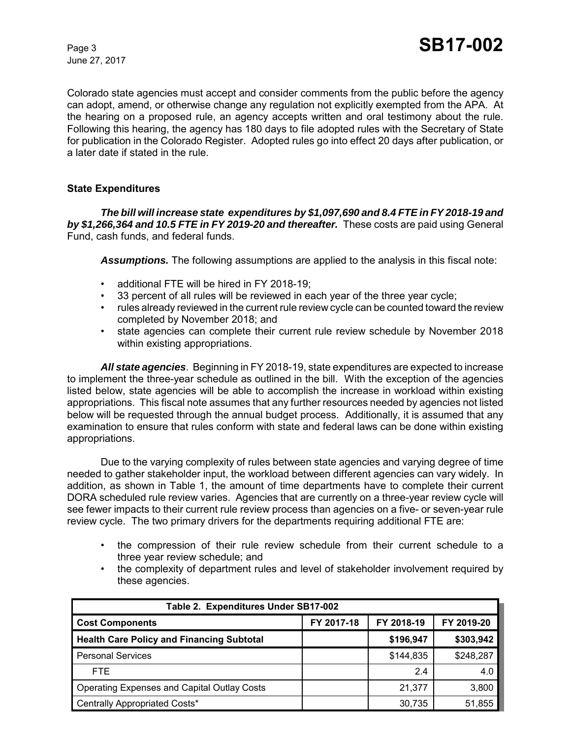Colorado state agencies must accept and consider comments from the public before the agency can adopt, amend, or otherwise change any regulation not explicitly exempted from the APA. At the hearing on a proposed rule, an agency accepts written and oral testimony about the rule. Following this hearing, the agency has 180 days to file adopted rules with the Secretary of State for publication in the Colorado Register. Adopted rules go into effect 20 days after publication, or a later date if stated in the rule.

### State Expenditures

***The bill will increase state expenditures by $1,097,690 and 8.4 FTE in FY 2018-19 and by $1,266,364 and 10.5 FTE in FY 2019-20 and thereafter.*** These costs are paid using General Fund, cash funds, and federal funds.

***Assumptions.*** The following assumptions are applied to the analysis in this fiscal note:

- additional FTE will be hired in FY 2018-19;
- 33 percent of all rules will be reviewed in each year of the three year cycle;
- rules already reviewed in the current rule review cycle can be counted toward the review completed by November 2018; and
- state agencies can complete their current rule review schedule by November 2018 within existing appropriations.

***All state agencies***. Beginning in FY 2018-19, state expenditures are expected to increase to implement the three-year schedule as outlined in the bill. With the exception of the agencies listed below, state agencies will be able to accomplish the increase in workload within existing appropriations. This fiscal note assumes that any further resources needed by agencies not listed below will be requested through the annual budget process. Additionally, it is assumed that any examination to ensure that rules conform with state and federal laws can be done within existing appropriations.

Due to the varying complexity of rules between state agencies and varying degree of time needed to gather stakeholder input, the workload between different agencies can vary widely. In addition, as shown in Table 1, the amount of time departments have to complete their current DORA scheduled rule review varies. Agencies that are currently on a three-year review cycle will see fewer impacts to their current rule review process than agencies on a five- or seven-year rule review cycle. The two primary drivers for the departments requiring additional FTE are:

- the compression of their rule review schedule from their current schedule to a three year review schedule; and
- the complexity of department rules and level of stakeholder involvement required by these agencies.

| Table 2. Expenditures Under SB17-002 | | | |
|---|---|---|---|
| **Cost Components** | **FY 2017-18** | **FY 2018-19** | **FY 2019-20** |
| **Health Care Policy and Financing Subtotal** | | **$196,947** | **$303,942** |
| Personal Services | | $144,835 | $248,287 |
| FTE | | 2.4 | 4.0 |
| Operating Expenses and Capital Outlay Costs | | 21,377 | 3,800 |
| Centrally Appropriated Costs* | | 30,735 | 51,855 |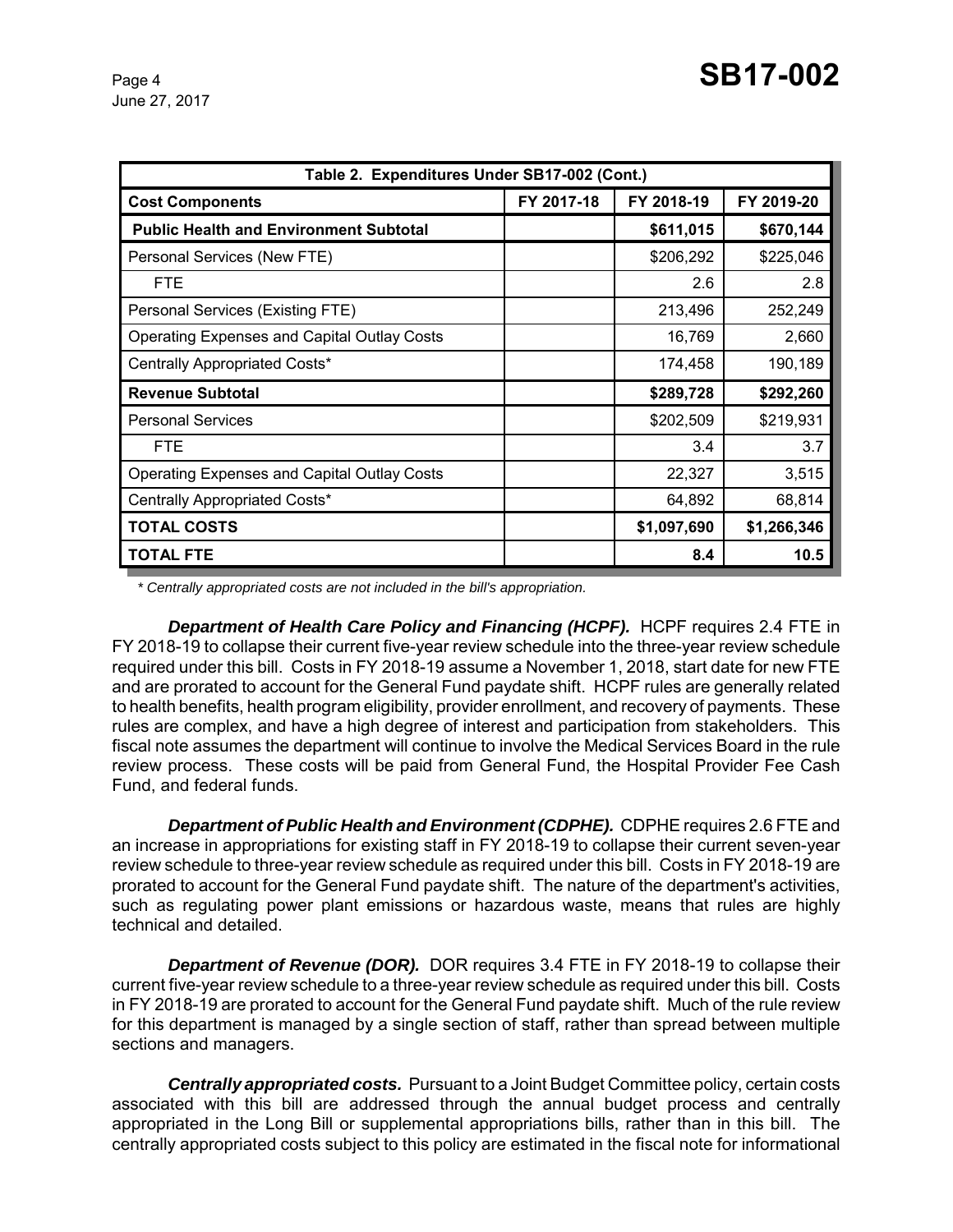| Table 2. Expenditures Under SB17-002 (Cont.) | | | |
|---|---|---|---|
| **Cost Components** | **FY 2017-18** | **FY 2018-19** | **FY 2019-20** |
| **Public Health and Environment Subtotal** | | **$611,015** | **$670,144** |
| Personal Services (New FTE) | | $206,292 | $225,046 |
| FTE | | 2.6 | 2.8 |
| Personal Services (Existing FTE) | | 213,496 | 252,249 |
| Operating Expenses and Capital Outlay Costs | | 16,769 | 2,660 |
| Centrally Appropriated Costs* | | 174,458 | 190,189 |
| **Revenue Subtotal** | | **$289,728** | **$292,260** |
| Personal Services | | $202,509 | $219,931 |
| FTE | | 3.4 | 3.7 |
| Operating Expenses and Capital Outlay Costs | | 22,327 | 3,515 |
| Centrally Appropriated Costs* | | 64,892 | 68,814 |
| **TOTAL COSTS** | | **$1,097,690** | **$1,266,346** |
| **TOTAL FTE** | | **8.4** | **10.5** |

*\* Centrally appropriated costs are not included in the bill's appropriation.*

***Department of Health Care Policy and Financing (HCPF).*** HCPF requires 2.4 FTE in FY 2018-19 to collapse their current five-year review schedule into the three-year review schedule required under this bill. Costs in FY 2018-19 assume a November 1, 2018, start date for new FTE and are prorated to account for the General Fund paydate shift. HCPF rules are generally related to health benefits, health program eligibility, provider enrollment, and recovery of payments. These rules are complex, and have a high degree of interest and participation from stakeholders. This fiscal note assumes the department will continue to involve the Medical Services Board in the rule review process. These costs will be paid from General Fund, the Hospital Provider Fee Cash Fund, and federal funds.

***Department of Public Health and Environment (CDPHE).*** CDPHE requires 2.6 FTE and an increase in appropriations for existing staff in FY 2018-19 to collapse their current seven-year review schedule to three-year review schedule as required under this bill. Costs in FY 2018-19 are prorated to account for the General Fund paydate shift. The nature of the department's activities, such as regulating power plant emissions or hazardous waste, means that rules are highly technical and detailed.

***Department of Revenue (DOR).*** DOR requires 3.4 FTE in FY 2018-19 to collapse their current five-year review schedule to a three-year review schedule as required under this bill. Costs in FY 2018-19 are prorated to account for the General Fund paydate shift. Much of the rule review for this department is managed by a single section of staff, rather than spread between multiple sections and managers.

***Centrally appropriated costs.*** Pursuant to a Joint Budget Committee policy, certain costs associated with this bill are addressed through the annual budget process and centrally appropriated in the Long Bill or supplemental appropriations bills, rather than in this bill. The centrally appropriated costs subject to this policy are estimated in the fiscal note for informational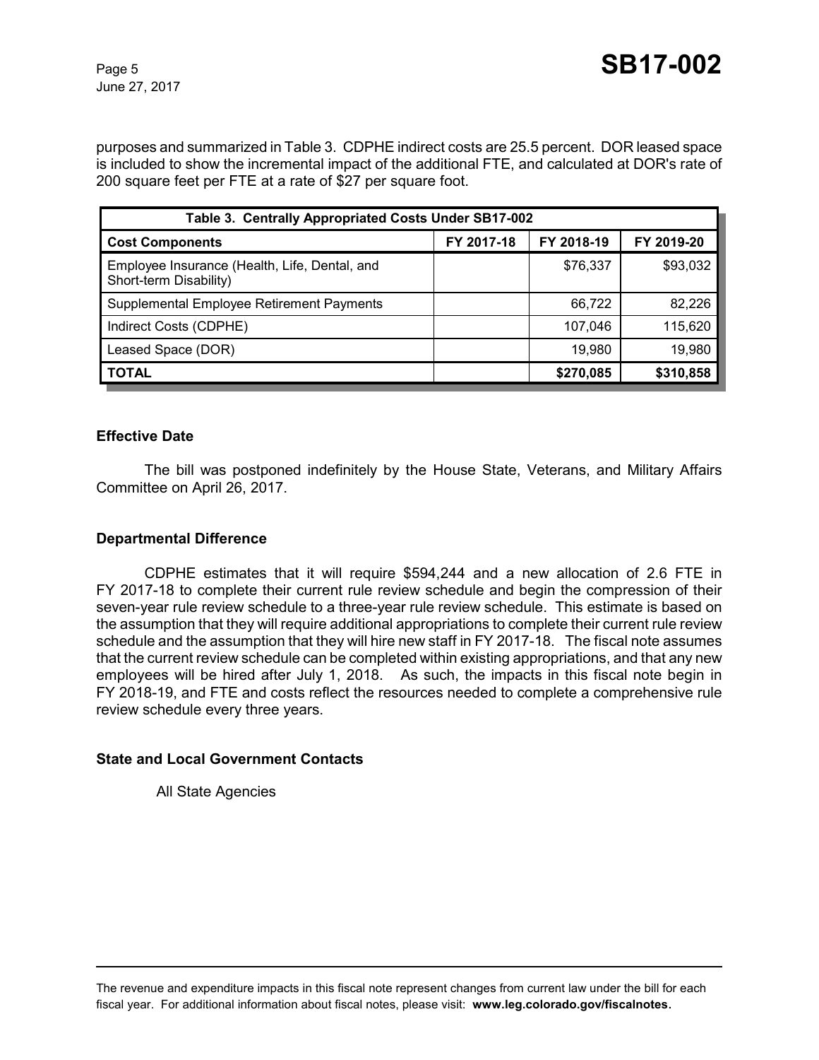purposes and summarized in Table 3. CDPHE indirect costs are 25.5 percent. DOR leased space is included to show the incremental impact of the additional FTE, and calculated at DOR's rate of 200 square feet per FTE at a rate of $27 per square foot.

| Table 3. Centrally Appropriated Costs Under SB17-002 | | | |
|---|---|---|---|
| **Cost Components** | **FY 2017-18** | **FY 2018-19** | **FY 2019-20** |
| Employee Insurance (Health, Life, Dental, and Short-term Disability) | | $76,337 | $93,032 |
| Supplemental Employee Retirement Payments | | 66,722 | 82,226 |
| Indirect Costs (CDPHE) | | 107,046 | 115,620 |
| Leased Space (DOR) | | 19,980 | 19,980 |
| **TOTAL** | | **$270,085** | **$310,858** |

### Effective Date

The bill was postponed indefinitely by the House State, Veterans, and Military Affairs Committee on April 26, 2017.

### Departmental Difference

CDPHE estimates that it will require $594,244 and a new allocation of 2.6 FTE in FY 2017-18 to complete their current rule review schedule and begin the compression of their seven-year rule review schedule to a three-year rule review schedule. This estimate is based on the assumption that they will require additional appropriations to complete their current rule review schedule and the assumption that they will hire new staff in FY 2017-18. The fiscal note assumes that the current review schedule can be completed within existing appropriations, and that any new employees will be hired after July 1, 2018. As such, the impacts in this fiscal note begin in FY 2018-19, and FTE and costs reflect the resources needed to complete a comprehensive rule review schedule every three years.

### State and Local Government Contacts

All State Agencies

The revenue and expenditure impacts in this fiscal note represent changes from current law under the bill for each fiscal year. For additional information about fiscal notes, please visit: **www.leg.colorado.gov/fiscalnotes**.